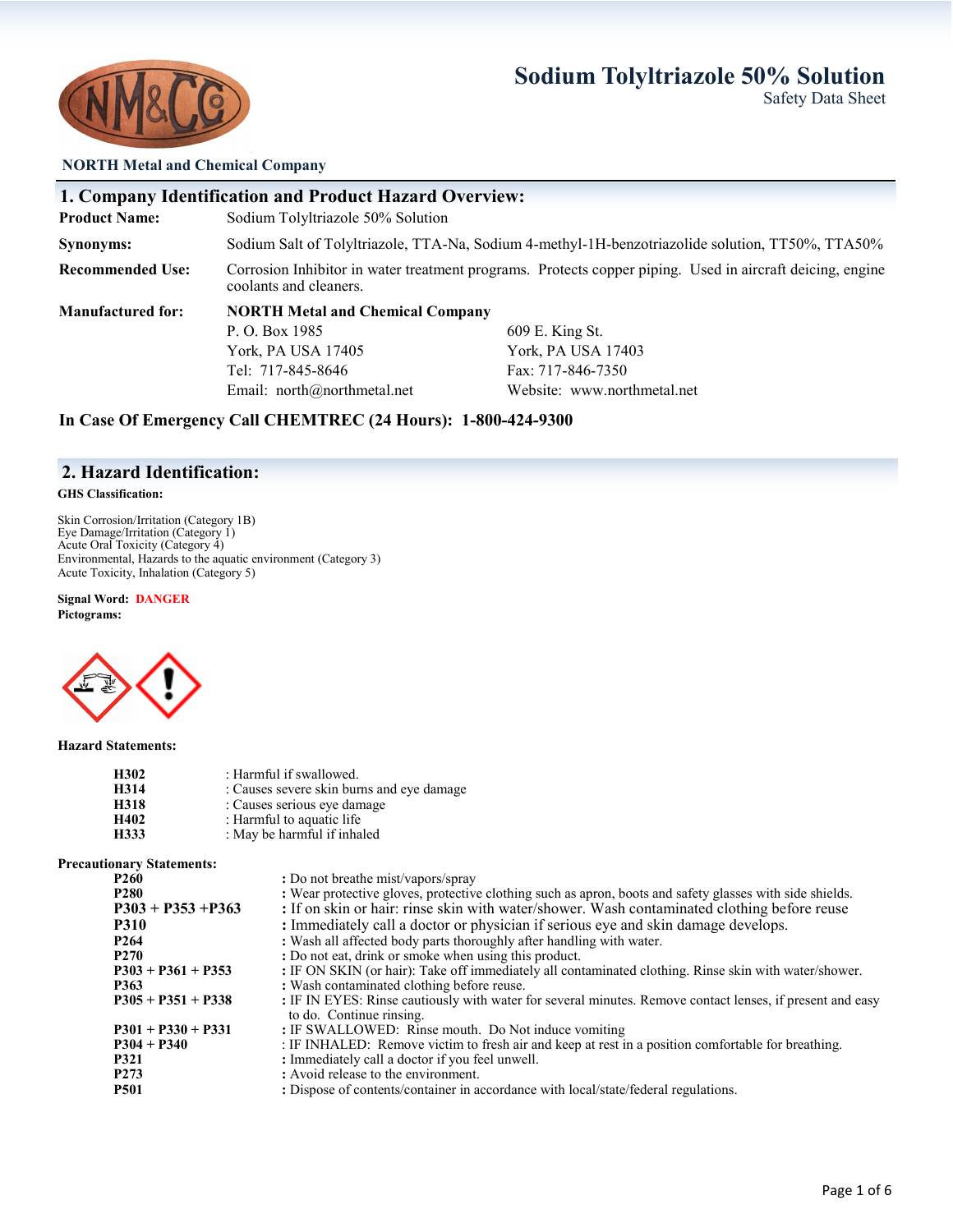# Sodium Tolyltriazole 50% Solution

Safety Data Sheet

**NORTH Metal and Chemical Company**

## 1. Company Identification and Product Hazard Overview:

**Product Name:** Sodium Tolyltriazole 50% Solution

**Synonyms:** Sodium Salt of Tolyltriazole, TTA-Na, Sodium 4-methyl-1H-benzotriazolide solution, TT50%, TTA50%

**Recommended Use:** Corrosion Inhibitor in water treatment programs. Protects copper piping. Used in aircraft deicing, engine coolants and cleaners.

**Manufactured for:** **NORTH Metal and Chemical Company**

P. O. Box 1985
York, PA USA 17405
Tel: 717-845-8646
Email: north@northmetal.net

609 E. King St.
York, PA USA 17403
Fax: 717-846-7350
Website: www.northmetal.net

**In Case Of Emergency Call CHEMTREC (24 Hours): 1-800-424-9300**

## 2. Hazard Identification:

**GHS Classification:**

Skin Corrosion/Irritation (Category 1B)
Eye Damage/Irritation (Category 1)
Acute Oral Toxicity (Category 4)
Environmental, Hazards to the aquatic environment (Category 3)
Acute Toxicity, Inhalation (Category 5)

**Signal Word:** **DANGER**

**Pictograms:**

**Hazard Statements:**

| | |
|---|---|
| **H302** | : Harmful if swallowed. |
| **H314** | : Causes severe skin burns and eye damage |
| **H318** | : Causes serious eye damage |
| **H402** | : Harmful to aquatic life |
| **H333** | : May be harmful if inhaled |

**Precautionary Statements:**

| | |
|---|---|
| **P260** | : Do not breathe mist/vapors/spray |
| **P280** | : Wear protective gloves, protective clothing such as apron, boots and safety glasses with side shields. |
| **P303 + P353 +P363** | : If on skin or hair: rinse skin with water/shower. Wash contaminated clothing before reuse |
| **P310** | : Immediately call a doctor or physician if serious eye and skin damage develops. |
| **P264** | : Wash all affected body parts thoroughly after handling with water. |
| **P270** | : Do not eat, drink or smoke when using this product. |
| **P303 + P361 + P353** | : IF ON SKIN (or hair): Take off immediately all contaminated clothing. Rinse skin with water/shower. |
| **P363** | : Wash contaminated clothing before reuse. |
| **P305 + P351 + P338** | : IF IN EYES: Rinse cautiously with water for several minutes. Remove contact lenses, if present and easy to do. Continue rinsing. |
| **P301 + P330 + P331** | : IF SWALLOWED: Rinse mouth. Do Not induce vomiting |
| **P304 + P340** | : IF INHALED: Remove victim to fresh air and keep at rest in a position comfortable for breathing. |
| **P321** | : Immediately call a doctor if you feel unwell. |
| **P273** | : Avoid release to the environment. |
| **P501** | : Dispose of contents/container in accordance with local/state/federal regulations. |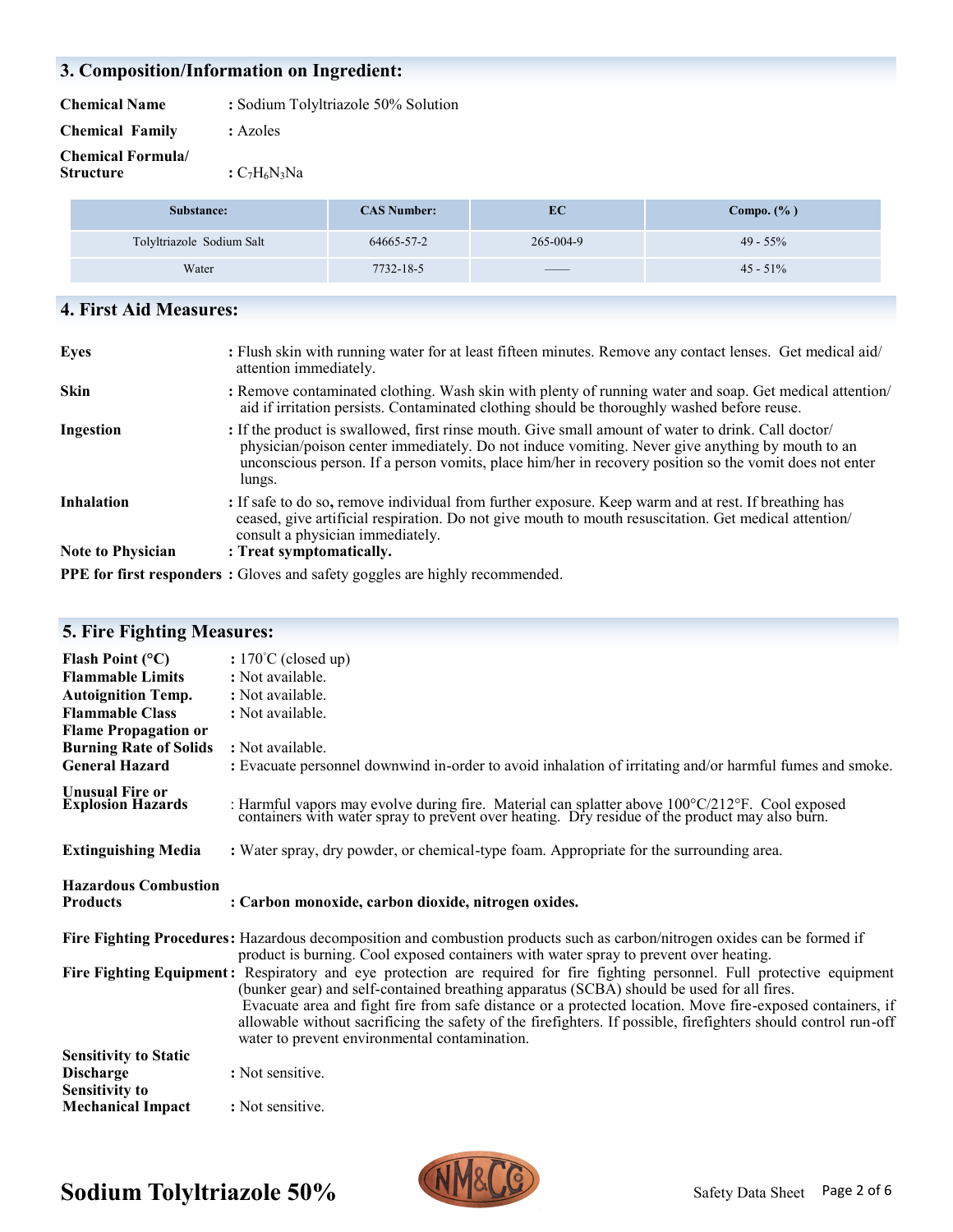## 3. Composition/Information on Ingredient:

**Chemical Name** : Sodium Tolyltriazole 50% Solution

**Chemical Family** : Azoles

**Chemical Formula/ Structure** : $C_7H_6N_3Na$

| Substance: | CAS Number: | EC | Compo. (% ) |
|---|---|---|---|
| Tolyltriazole Sodium Salt | 64665-57-2 | 265-004-9 | 49 - 55% |
| Water | 7732-18-5 | —— | 45 - 51% |

## 4. First Aid Measures:

**Eyes** : Flush skin with running water for at least fifteen minutes. Remove any contact lenses. Get medical aid/ attention immediately.

**Skin** : Remove contaminated clothing. Wash skin with plenty of running water and soap. Get medical attention/ aid if irritation persists. Contaminated clothing should be thoroughly washed before reuse.

**Ingestion** : If the product is swallowed, first rinse mouth. Give small amount of water to drink. Call doctor/ physician/poison center immediately. Do not induce vomiting. Never give anything by mouth to an unconscious person. If a person vomits, place him/her in recovery position so the vomit does not enter lungs.

**Inhalation** : If safe to do so**,** remove individual from further exposure. Keep warm and at rest. If breathing has ceased, give artificial respiration. Do not give mouth to mouth resuscitation. Get medical attention/ consult a physician immediately.

**Note to Physician** : **Treat symptomatically.**

**PPE for first responders** : Gloves and safety goggles are highly recommended.

## 5. Fire Fighting Measures:

**Flash Point (°C)** : 170°C (closed up)

**Flammable Limits** : Not available.

**Autoignition Temp.** : Not available.

**Flammable Class** : Not available.

**Flame Propagation or Burning Rate of Solids** : Not available.

**General Hazard** : Evacuate personnel downwind in-order to avoid inhalation of irritating and/or harmful fumes and smoke.

**Unusual Fire or Explosion Hazards** : Harmful vapors may evolve during fire. Material can splatter above 100°C/212°F. Cool exposed containers with water spray to prevent over heating. Dry residue of the product may also burn.

**Extinguishing Media** : Water spray, dry powder, or chemical-type foam. Appropriate for the surrounding area.

**Hazardous Combustion Products** : **Carbon monoxide, carbon dioxide, nitrogen oxides.**

**Fire Fighting Procedures**: Hazardous decomposition and combustion products such as carbon/nitrogen oxides can be formed if product is burning. Cool exposed containers with water spray to prevent over heating.

**Fire Fighting Equipment** : Respiratory and eye protection are required for fire fighting personnel. Full protective equipment (bunker gear) and self-contained breathing apparatus (SCBA) should be used for all fires. Evacuate area and fight fire from safe distance or a protected location. Move fire-exposed containers, if allowable without sacrificing the safety of the firefighters. If possible, firefighters should control run-off water to prevent environmental contamination.

**Sensitivity to Static Discharge** : Not sensitive.

**Sensitivity to Mechanical Impact** : Not sensitive.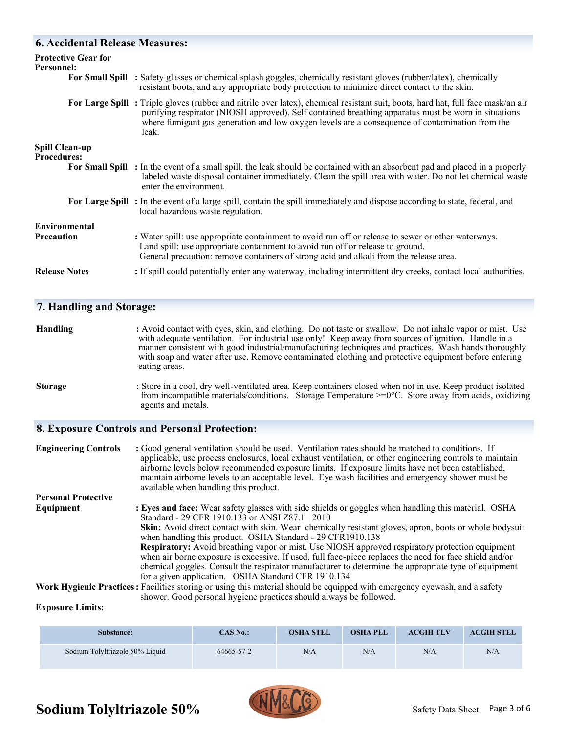## 6. Accidental Release Measures:

**Protective Gear for Personnel:**

**For Small Spill** : Safety glasses or chemical splash goggles, chemically resistant gloves (rubber/latex), chemically resistant boots, and any appropriate body protection to minimize direct contact to the skin.

**For Large Spill** : Triple gloves (rubber and nitrile over latex), chemical resistant suit, boots, hard hat, full face mask/an air purifying respirator (NIOSH approved). Self contained breathing apparatus must be worn in situations where fumigant gas generation and low oxygen levels are a consequence of contamination from the leak.

**Spill Clean-up Procedures:**

**For Small Spill** : In the event of a small spill, the leak should be contained with an absorbent pad and placed in a properly labeled waste disposal container immediately. Clean the spill area with water. Do not let chemical waste enter the environment.

**For Large Spill** : In the event of a large spill, contain the spill immediately and dispose according to state, federal, and local hazardous waste regulation.

**Environmental Precaution** : Water spill: use appropriate containment to avoid run off or release to sewer or other waterways.
Land spill: use appropriate containment to avoid run off or release to ground.
General precaution: remove containers of strong acid and alkali from the release area.

**Release Notes** : If spill could potentially enter any waterway, including intermittent dry creeks, contact local authorities.

## 7. Handling and Storage:

**Handling** : Avoid contact with eyes, skin, and clothing. Do not taste or swallow. Do not inhale vapor or mist. Use with adequate ventilation. For industrial use only! Keep away from sources of ignition. Handle in a manner consistent with good industrial/manufacturing techniques and practices. Wash hands thoroughly with soap and water after use. Remove contaminated clothing and protective equipment before entering eating areas.

**Storage** : Store in a cool, dry well-ventilated area. Keep containers closed when not in use. Keep product isolated from incompatible materials/conditions. Storage Temperature >=0°C. Store away from acids, oxidizing agents and metals.

## 8. Exposure Controls and Personal Protection:

**Engineering Controls** : Good general ventilation should be used. Ventilation rates should be matched to conditions. If applicable, use process enclosures, local exhaust ventilation, or other engineering controls to maintain airborne levels below recommended exposure limits. If exposure limits have not been established, maintain airborne levels to an acceptable level. Eye wash facilities and emergency shower must be available when handling this product.

**Personal Protective Equipment** : **Eyes and face:** Wear safety glasses with side shields or goggles when handling this material. OSHA Standard - 29 CFR 1910.133 or ANSI Z87.1– 2010
**Skin:** Avoid direct contact with skin. Wear chemically resistant gloves, apron, boots or whole bodysuit when handling this product. OSHA Standard - 29 CFR1910.138
**Respiratory:** Avoid breathing vapor or mist. Use NIOSH approved respiratory protection equipment when air borne exposure is excessive. If used, full face-piece replaces the need for face shield and/or chemical goggles. Consult the respirator manufacturer to determine the appropriate type of equipment for a given application. OSHA Standard CFR 1910.134

**Work Hygienic Practices** : Facilities storing or using this material should be equipped with emergency eyewash, and a safety shower. Good personal hygiene practices should always be followed.

**Exposure Limits:**

| Substance: | CAS No.: | OSHA STEL | OSHA PEL | ACGIH TLV | ACGIH STEL |
|---|---|---|---|---|---|
| Sodium Tolyltriazole 50% Liquid | 64665-57-2 | N/A | N/A | N/A | N/A |

**Sodium Tolyltriazole 50%**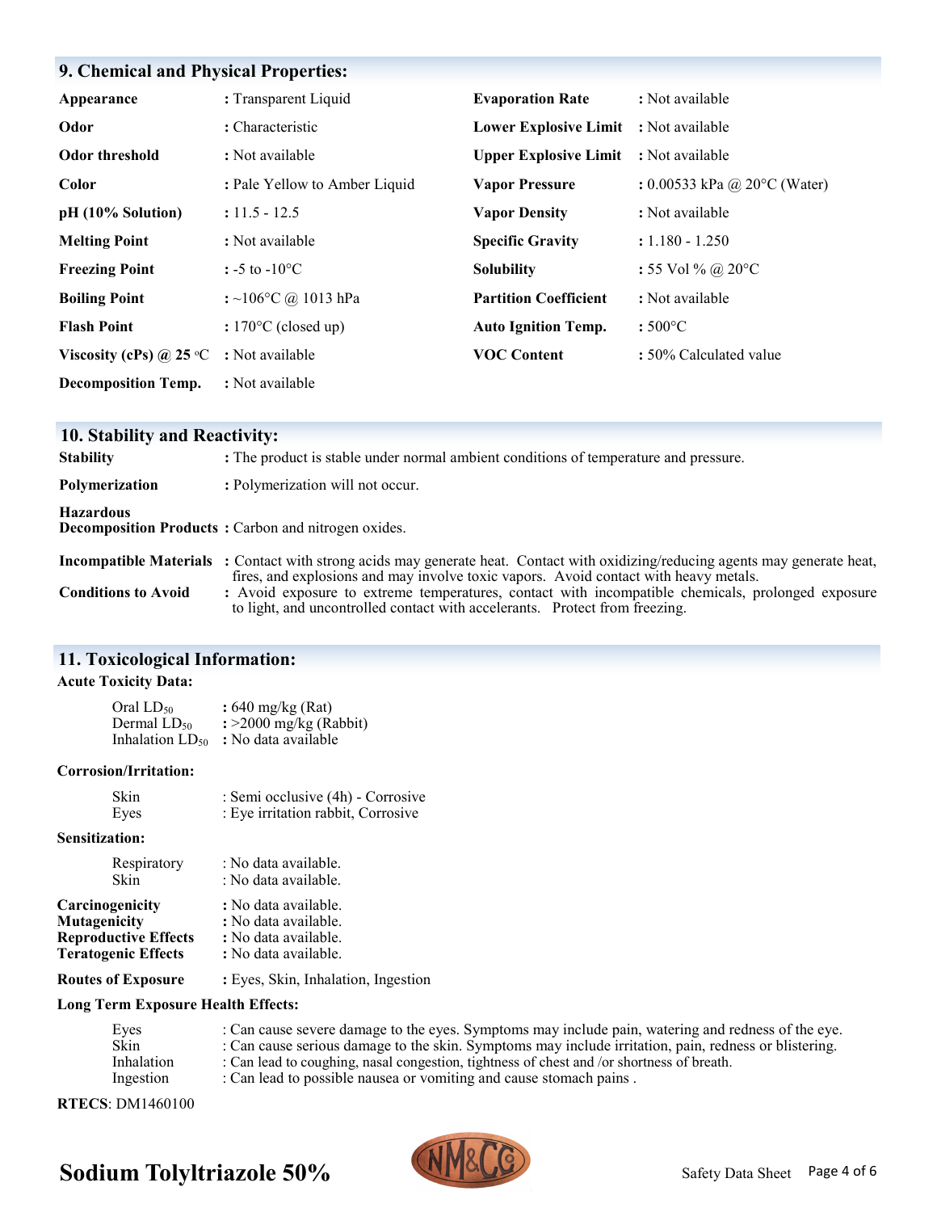## 9. Chemical and Physical Properties:

| | | | |
|---|---|---|---|
| **Appearance** | : Transparent Liquid | **Evaporation Rate** | : Not available |
| **Odor** | : Characteristic | **Lower Explosive Limit** | : Not available |
| **Odor threshold** | : Not available | **Upper Explosive Limit** | : Not available |
| **Color** | : Pale Yellow to Amber Liquid | **Vapor Pressure** | : 0.00533 kPa @ 20°C (Water) |
| **pH (10% Solution)** | : 11.5 - 12.5 | **Vapor Density** | : Not available |
| **Melting Point** | : Not available | **Specific Gravity** | : 1.180 - 1.250 |
| **Freezing Point** | : -5 to -10°C | **Solubility** | : 55 Vol % @ 20°C |
| **Boiling Point** | : ~106°C @ 1013 hPa | **Partition Coefficient** | : Not available |
| **Flash Point** | : 170°C (closed up) | **Auto Ignition Temp.** | : 500°C |
| **Viscosity (cPs) @ 25 °C** | : Not available | **VOC Content** | : 50% Calculated value |
| **Decomposition Temp.** | : Not available | | |

## 10. Stability and Reactivity:

**Stability** : The product is stable under normal ambient conditions of temperature and pressure.

**Polymerization** : Polymerization will not occur.

**Hazardous Decomposition Products** : Carbon and nitrogen oxides.

**Incompatible Materials** : Contact with strong acids may generate heat. Contact with oxidizing/reducing agents may generate heat, fires, and explosions and may involve toxic vapors. Avoid contact with heavy metals.

**Conditions to Avoid** : Avoid exposure to extreme temperatures, contact with incompatible chemicals, prolonged exposure to light, and uncontrolled contact with accelerants. Protect from freezing.

## 11. Toxicological Information:

**Acute Toxicity Data:**

Oral $LD_{50}$ : 640 mg/kg (Rat)
Dermal $LD_{50}$ : >2000 mg/kg (Rabbit)
Inhalation $LD_{50}$ : No data available

**Corrosion/Irritation:**

Skin : Semi occlusive (4h) - Corrosive
Eyes : Eye irritation rabbit, Corrosive

**Sensitization:**

Respiratory : No data available.
Skin : No data available.

**Carcinogenicity** : No data available.
**Mutagenicity** : No data available.
**Reproductive Effects** : No data available.
**Teratogenic Effects** : No data available.

**Routes of Exposure** : Eyes, Skin, Inhalation, Ingestion

**Long Term Exposure Health Effects:**

Eyes : Can cause severe damage to the eyes. Symptoms may include pain, watering and redness of the eye.
Skin : Can cause serious damage to the skin. Symptoms may include irritation, pain, redness or blistering.
Inhalation : Can lead to coughing, nasal congestion, tightness of chest and /or shortness of breath.
Ingestion : Can lead to possible nausea or vomiting and cause stomach pains .

**RTECS**: DM1460100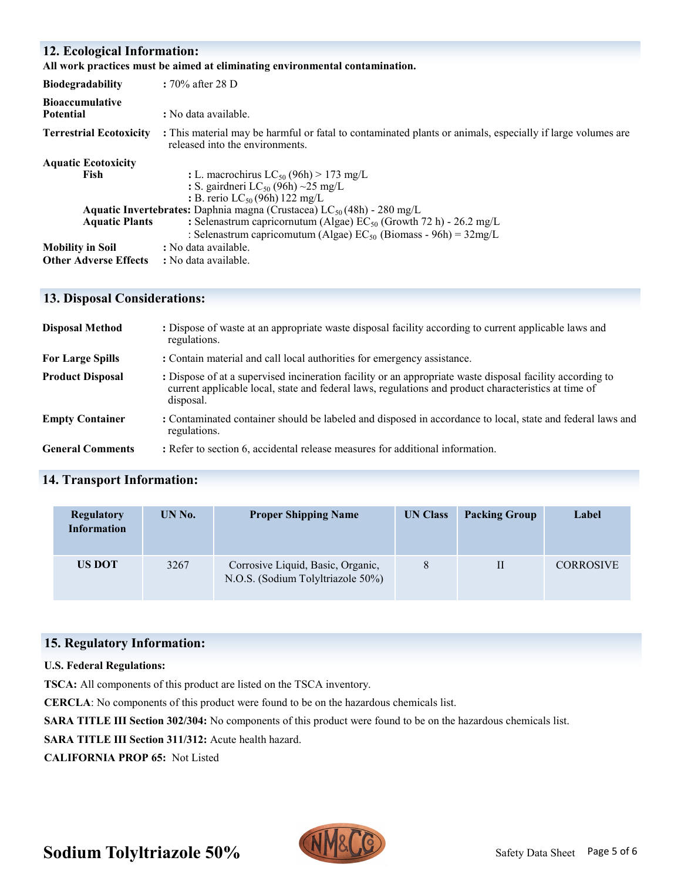## 12. Ecological Information:

**All work practices must be aimed at eliminating environmental contamination.**

**Biodegradability** : 70% after 28 D

**Bioaccumulative Potential** : No data available.

**Terrestrial Ecotoxicity** : This material may be harmful or fatal to contaminated plants or animals, especially if large volumes are released into the environments.

**Aquatic Ecotoxicity**

**Fish** : L. macrochirus $LC_{50}$ (96h) > 173 mg/L
: S. gairdneri $LC_{50}$ (96h) ~25 mg/L
: B. rerio $LC_{50}$ (96h) 122 mg/L

**Aquatic Invertebrates:** Daphnia magna (Crustacea) $LC_{50}$ (48h) - 280 mg/L

**Aquatic Plants** : Selenastrum capricornutum (Algae) $EC_{50}$ (Growth 72 h) - 26.2 mg/L
: Selenastrum capricomutum (Algae) $EC_{50}$ (Biomass - 96h) = 32mg/L

**Mobility in Soil** : No data available.

**Other Adverse Effects** : No data available.

## 13. Disposal Considerations:

**Disposal Method** : Dispose of waste at an appropriate waste disposal facility according to current applicable laws and regulations.

**For Large Spills** : Contain material and call local authorities for emergency assistance.

**Product Disposal** : Dispose of at a supervised incineration facility or an appropriate waste disposal facility according to current applicable local, state and federal laws, regulations and product characteristics at time of disposal.

**Empty Container** : Contaminated container should be labeled and disposed in accordance to local, state and federal laws and regulations.

**General Comments** : Refer to section 6, accidental release measures for additional information.

## 14. Transport Information:

| Regulatory Information | UN No. | Proper Shipping Name | UN Class | Packing Group | Label |
|---|---|---|---|---|---|
| US DOT | 3267 | Corrosive Liquid, Basic, Organic, N.O.S. (Sodium Tolyltriazole 50%) | 8 | II | CORROSIVE |

## 15. Regulatory Information:

**U.S. Federal Regulations:**

**TSCA:** All components of this product are listed on the TSCA inventory.

**CERCLA**: No components of this product were found to be on the hazardous chemicals list.

**SARA TITLE III Section 302/304:** No components of this product were found to be on the hazardous chemicals list.

**SARA TITLE III Section 311/312:** Acute health hazard.

**CALIFORNIA PROP 65:** Not Listed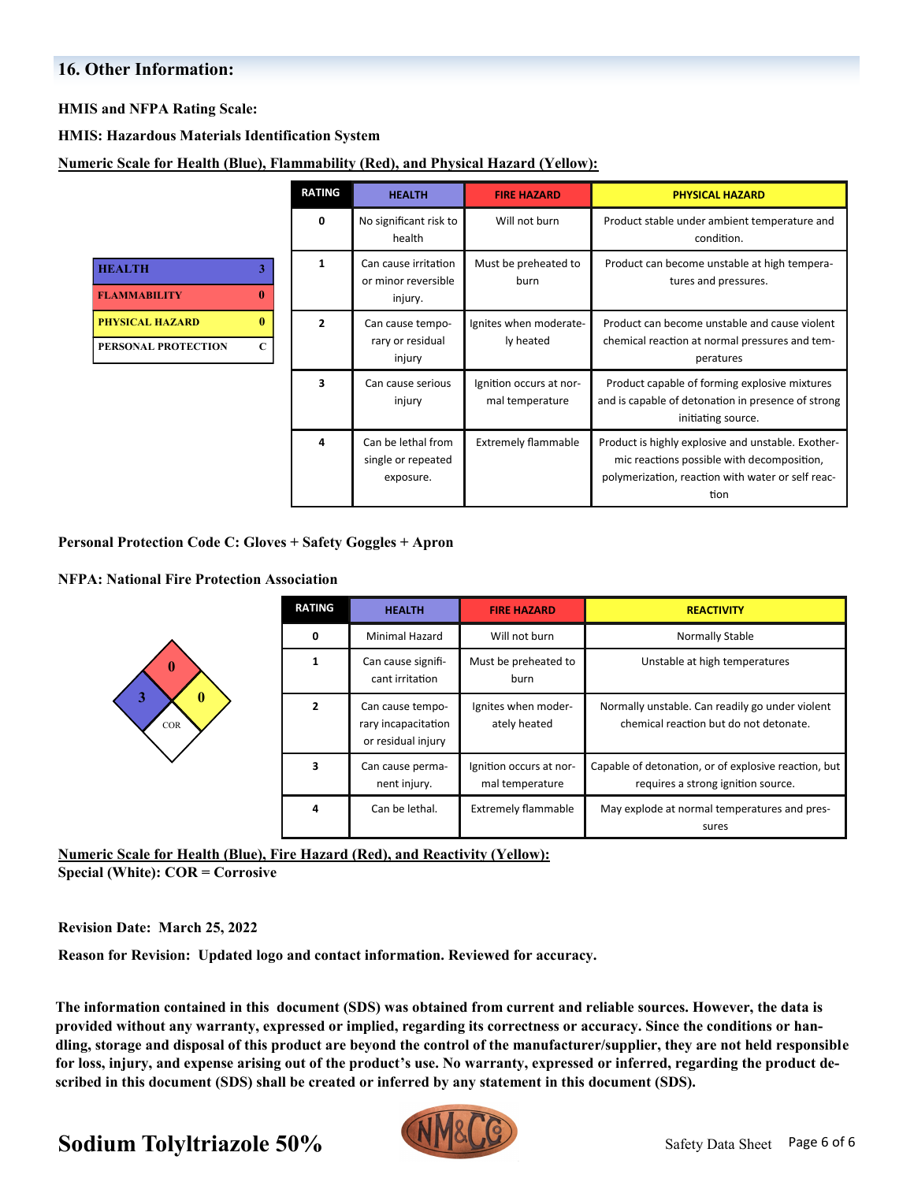## 16. Other Information:

**HMIS and NFPA Rating Scale:**

**HMIS: Hazardous Materials Identification System**

**Numeric Scale for Health (Blue), Flammability (Red), and Physical Hazard (Yellow):**

| | |
|---|---|
| HEALTH | 3 |
| FLAMMABILITY | 0 |
| PHYSICAL HAZARD | 0 |
| PERSONAL PROTECTION | C |

| RATING | HEALTH | FIRE HAZARD | PHYSICAL HAZARD |
|---|---|---|---|
| 0 | No significant risk to health | Will not burn | Product stable under ambient temperature and condition. |
| 1 | Can cause irritation or minor reversible injury. | Must be preheated to burn | Product can become unstable at high temperatures and pressures. |
| 2 | Can cause temporary or residual injury | Ignites when moderately heated | Product can become unstable and cause violent chemical reaction at normal pressures and temperatures |
| 3 | Can cause serious injury | Ignition occurs at normal temperature | Product capable of forming explosive mixtures and is capable of detonation in presence of strong initiating source. |
| 4 | Can be lethal from single or repeated exposure. | Extremely flammable | Product is highly explosive and unstable. Exothermic reactions possible with decomposition, polymerization, reaction with water or self reaction |

**Personal Protection Code C: Gloves + Safety Goggles + Apron**

**NFPA: National Fire Protection Association**

NFPA diamond: Health 3, Fire 0, Reactivity 0, Special: COR

| RATING | HEALTH | FIRE HAZARD | REACTIVITY |
|---|---|---|---|
| 0 | Minimal Hazard | Will not burn | Normally Stable |
| 1 | Can cause significant irritation | Must be preheated to burn | Unstable at high temperatures |
| 2 | Can cause temporary incapacitation or residual injury | Ignites when moderately heated | Normally unstable. Can readily go under violent chemical reaction but do not detonate. |
| 3 | Can cause permanent injury. | Ignition occurs at normal temperature | Capable of detonation, or of explosive reaction, but requires a strong ignition source. |
| 4 | Can be lethal. | Extremely flammable | May explode at normal temperatures and pressures |

**Numeric Scale for Health (Blue), Fire Hazard (Red), and Reactivity (Yellow):**
**Special (White): COR = Corrosive**

**Revision Date: March 25, 2022**

**Reason for Revision: Updated logo and contact information. Reviewed for accuracy.**

**The information contained in this document (SDS) was obtained from current and reliable sources. However, the data is provided without any warranty, expressed or implied, regarding its correctness or accuracy. Since the conditions or handling, storage and disposal of this product are beyond the control of the manufacturer/supplier, they are not held responsible for loss, injury, and expense arising out of the product's use. No warranty, expressed or inferred, regarding the product described in this document (SDS) shall be created or inferred by any statement in this document (SDS).**